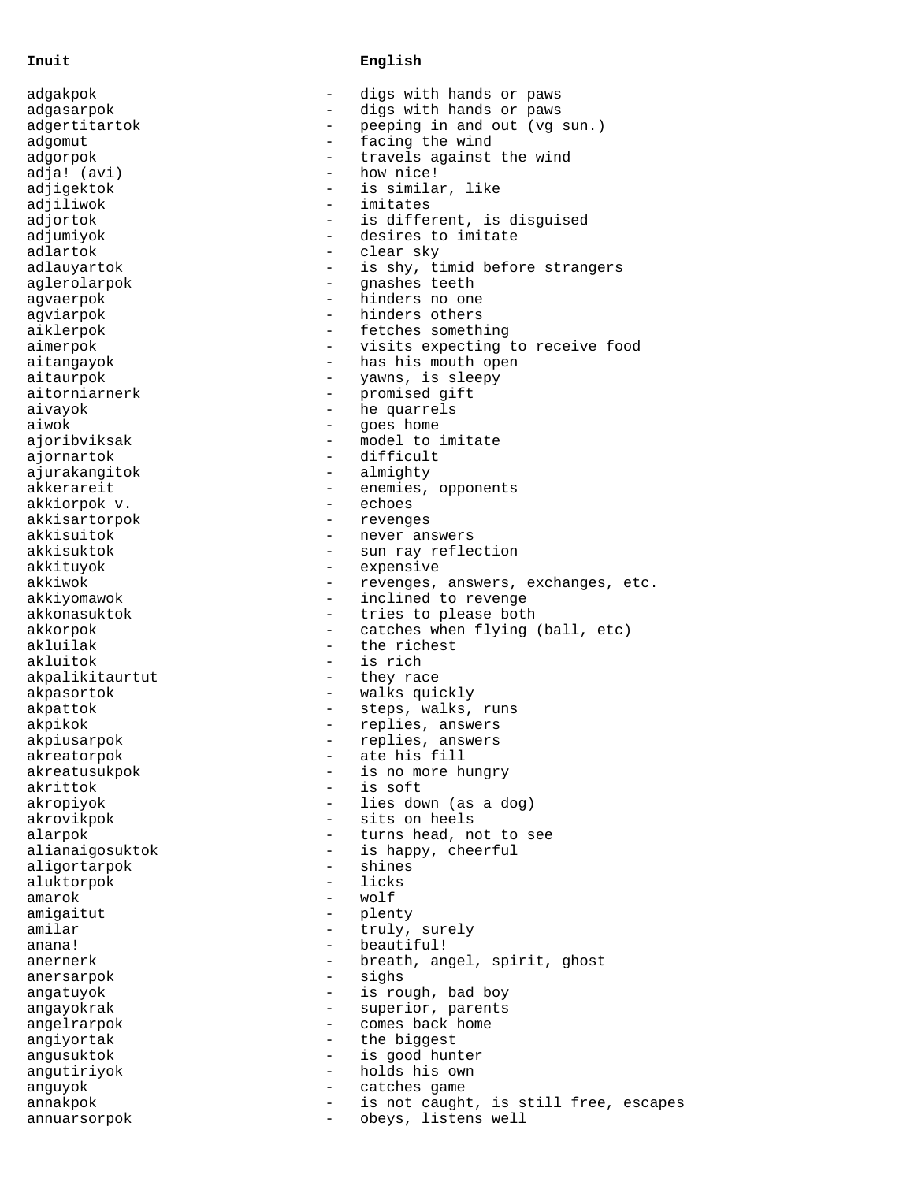| Inuit | | English |
|---|---|---|
| adgakpok | - | digs with hands or paws |
| adgasarpok | - | digs with hands or paws |
| adgertitartok | - | peeping in and out (vg sun.) |
| adgomut | - | facing the wind |
| adgorpok | - | travels against the wind |
| adja! (avi) | - | how nice! |
| adjigektok | - | is similar, like |
| adjiliwok | - | imitates |
| adjortok | - | is different, is disguised |
| adjumiyok | - | desires to imitate |
| adlartok | - | clear sky |
| adlauyartok | - | is shy, timid before strangers |
| aglerolarpok | - | gnashes teeth |
| agvaerpok | - | hinders no one |
| agviarpok | - | hinders others |
| aiklerpok | - | fetches something |
| aimerpok | - | visits expecting to receive food |
| aitangayok | - | has his mouth open |
| aitaurpok | - | yawns, is sleepy |
| aitorniarnerk | - | promised gift |
| aivayok | - | he quarrels |
| aiwok | - | goes home |
| ajoribviksak | - | model to imitate |
| ajornartok | - | difficult |
| ajurakangitok | - | almighty |
| akkerareit | - | enemies, opponents |
| akkiorpok v. | - | echoes |
| akkisartorpok | - | revenges |
| akkisuitok | - | never answers |
| akkisuktok | - | sun ray reflection |
| akkituyok | - | expensive |
| akkiwok | - | revenges, answers, exchanges, etc. |
| akkiyomawok | - | inclined to revenge |
| akkonasuktok | - | tries to please both |
| akkorpok | - | catches when flying (ball, etc) |
| akluilak | - | the richest |
| akluitok | - | is rich |
| akpalikitaurtut | - | they race |
| akpasortok | - | walks quickly |
| akpattok | - | steps, walks, runs |
| akpikok | - | replies, answers |
| akpiusarpok | - | replies, answers |
| akreatorpok | - | ate his fill |
| akreatusukpok | - | is no more hungry |
| akrittok | - | is soft |
| akropiyok | - | lies down (as a dog) |
| akrovikpok | - | sits on heels |
| alarpok | - | turns head, not to see |
| alianaigosuktok | - | is happy, cheerful |
| aligortarpok | - | shines |
| aluktorpok | - | licks |
| amarok | - | wolf |
| amigaitut | - | plenty |
| amilar | - | truly, surely |
| anana! | - | beautiful! |
| anernerk | - | breath, angel, spirit, ghost |
| anersarpok | - | sighs |
| angatuyok | - | is rough, bad boy |
| angayokrak | - | superior, parents |
| angelrarpok | - | comes back home |
| angiyortak | - | the biggest |
| angusuktok | - | is good hunter |
| angutiriyok | - | holds his own |
| anguyok | - | catches game |
| annakpok | - | is not caught, is still free, escapes |
| annuarsorpok | - | obeys, listens well |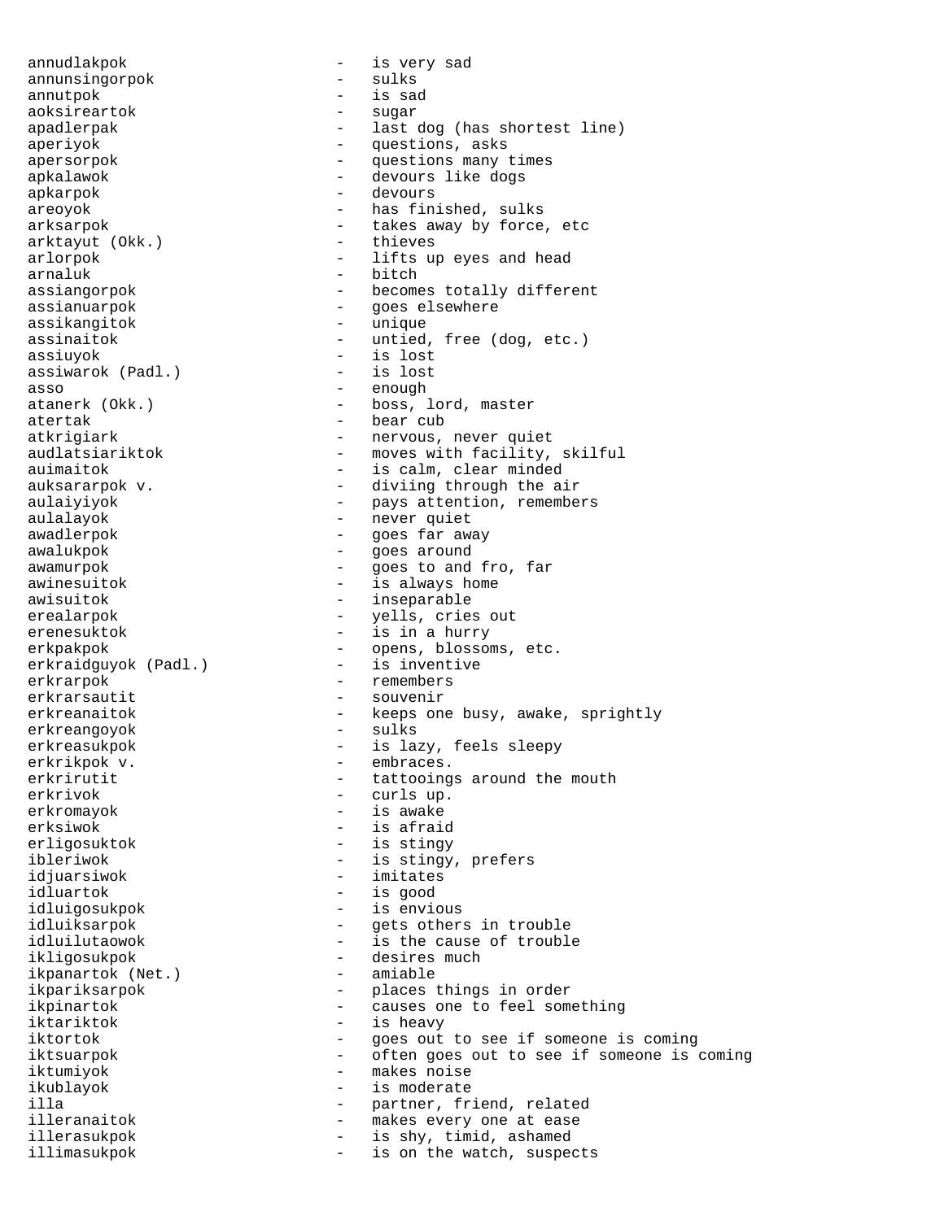annudlakpok - is very sad
annunsingorpok - sulks
annutpok - is sad
aoksireartok - sugar
apadlerpak - last dog (has shortest line)
aperiyok - questions, asks
apersorpok - questions many times
apkalawok - devours like dogs
apkarpok - devours
areoyok - has finished, sulks
arksarpok - takes away by force, etc
arktayut (Okk.) - thieves
arlorpok - lifts up eyes and head
arnaluk - bitch
assiangorpok - becomes totally different
assianuarpok - goes elsewhere
assikangitok - unique
assinaitok - untied, free (dog, etc.)
assiuyok - is lost
assiwarok (Padl.) - is lost
asso - enough
atanerk (Okk.) - boss, lord, master
atertak - bear cub
atkrigiark - nervous, never quiet
audlatsiariktok - moves with facility, skilful
auimaitok - is calm, clear minded
auksararpok v. - diviing through the air
aulaiyiyok - pays attention, remembers
aulalayok - never quiet
awadlerpok - goes far away
awalukpok - goes around
awamurpok - goes to and fro, far
awinesuitok - is always home
awisuitok - inseparable
erealarpok - yells, cries out
erenesuktok - is in a hurry
erkpakpok - opens, blossoms, etc.
erkraidguyok (Padl.) - is inventive
erkrarpok - remembers
erkrarsautit - souvenir
erkreanaitok - keeps one busy, awake, sprightly
erkreangoyok - sulks
erkreasukpok - is lazy, feels sleepy
erkrikpok v. - embraces.
erkrirutit - tattooings around the mouth
erkrivok - curls up.
erkromayok - is awake
erksiwok - is afraid
erligosuktok - is stingy
ibleriwok - is stingy, prefers
idjuarsiwok - imitates
idluartok - is good
idluigosukpok - is envious
idluiksarpok - gets others in trouble
idluilutaowok - is the cause of trouble
ikligosukpok - desires much
ikpanartok (Net.) - amiable
ikpariksarpok - places things in order
ikpinartok - causes one to feel something
iktariktok - is heavy
iktortok - goes out to see if someone is coming
iktsuarpok - often goes out to see if someone is coming
iktumiyok - makes noise
ikublayok - is moderate
illa - partner, friend, related
illeranaitok - makes every one at ease
illerasukpok - is shy, timid, ashamed
illimasukpok - is on the watch, suspects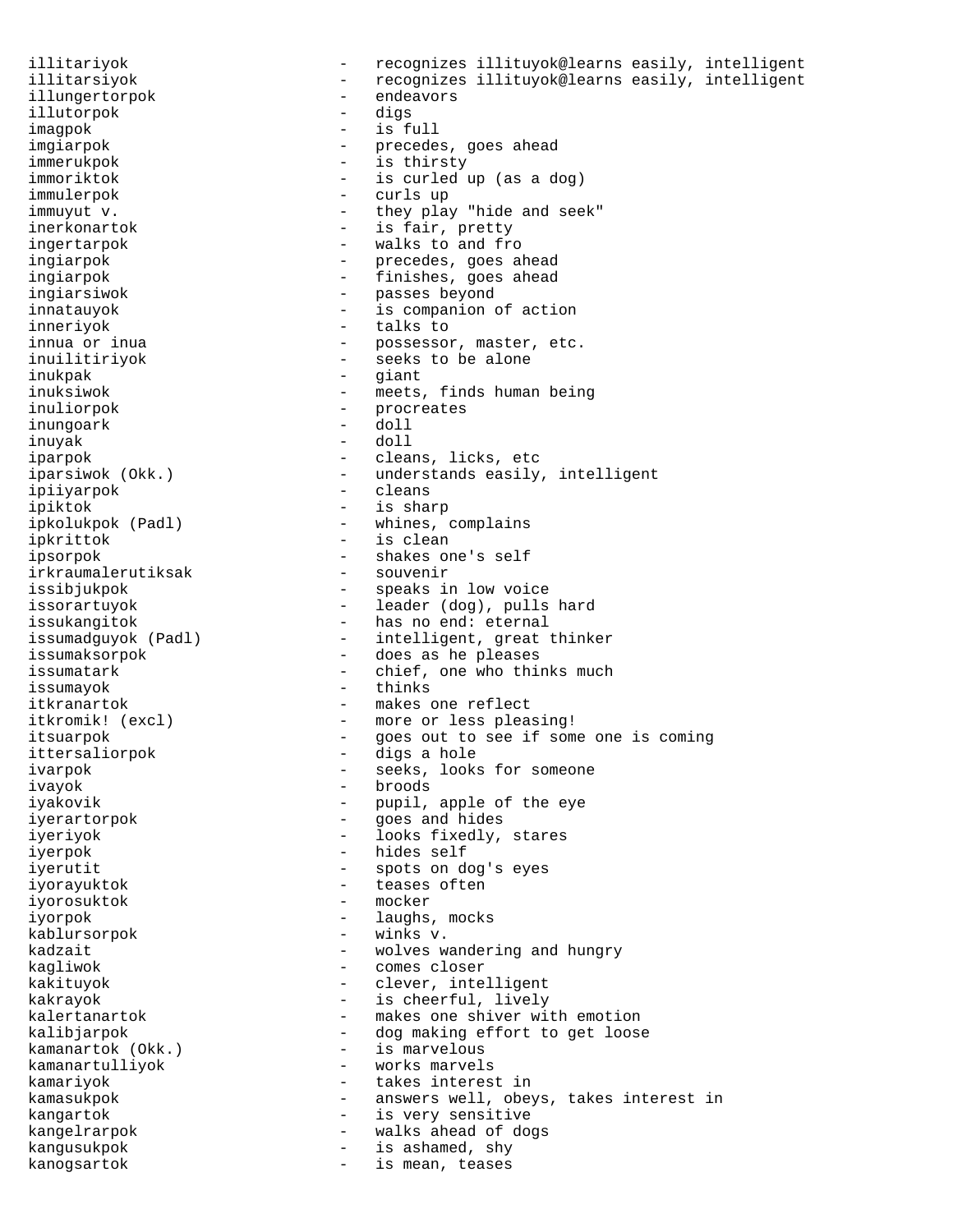```
illitariyok                 -   recognizes illituyok@learns easily, intelligent
illitarsiyok                -   recognizes illituyok@learns easily, intelligent
illungertorpok              -   endeavors
illutorpok                  -   digs
imagpok                     -   is full
imgiarpok                   -   precedes, goes ahead
immerukpok                  -   is thirsty
immoriktok                  -   is curled up (as a dog)
immulerpok                  -   curls up
immuyut v.                  -   they play "hide and seek"
inerkonartok                -   is fair, pretty
ingertarpok                 -   walks to and fro
ingiarpok                   -   precedes, goes ahead
ingiarpok                   -   finishes, goes ahead
ingiarsiwok                 -   passes beyond
innatauyok                  -   is companion of action
inneriyok                   -   talks to
innua or inua               -   possessor, master, etc.
inuilitiriyok               -   seeks to be alone
inukpak                     -   giant
inuksiwok                   -   meets, finds human being
inuliorpok                  -   procreates
inungoark                   -   doll
inuyak                      -   doll
iparpok                     -   cleans, licks, etc
iparsiwok (Okk.)            -   understands easily, intelligent
ipiiyarpok                  -   cleans
ipiktok                     -   is sharp
ipkolukpok (Padl)           -   whines, complains
ipkrittok                   -   is clean
ipsorpok                    -   shakes one's self
irkraumalerutiksak          -   souvenir
issibjukpok                 -   speaks in low voice
issorartuyok                -   leader (dog), pulls hard
issukangitok                -   has no end: eternal
issumadguyok (Padl)         -   intelligent, great thinker
issumaksorpok               -   does as he pleases
issumatark                  -   chief, one who thinks much
issumayok                   -   thinks
itkranartok                 -   makes one reflect
itkromik! (excl)            -   more or less pleasing!
itsuarpok                   -   goes out to see if some one is coming
ittersaliorpok              -   digs a hole
ivarpok                     -   seeks, looks for someone
ivayok                      -   broods
iyakovik                    -   pupil, apple of the eye
iyerartorpok                -   goes and hides
iyeriyok                    -   looks fixedly, stares
iyerpok                     -   hides self
iyerutit                    -   spots on dog's eyes
iyorayuktok                 -   teases often
iyorosuktok                 -   mocker
iyorpok                     -   laughs, mocks
kablursorpok                -   winks v.
kadzait                     -   wolves wandering and hungry
kagliwok                    -   comes closer
kakituyok                   -   clever, intelligent
kakrayok                    -   is cheerful, lively
kalertanartok               -   makes one shiver with emotion
kalibjarpok                 -   dog making effort to get loose
kamanartok (Okk.)           -   is marvelous
kamanartulliyok             -   works marvels
kamariyok                   -   takes interest in
kamasukpok                  -   answers well, obeys, takes interest in
kangartok                   -   is very sensitive
kangelrarpok                -   walks ahead of dogs
kangusukpok                 -   is ashamed, shy
kanogsartok                 -   is mean, teases
```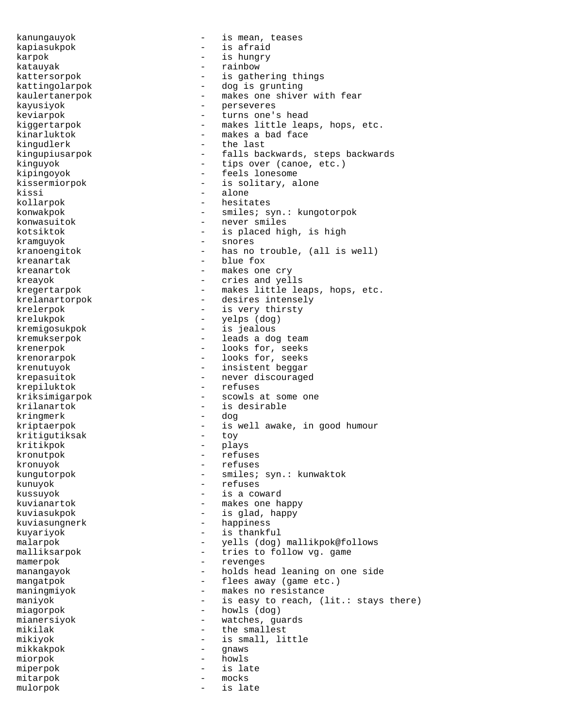kanungauyok - is mean, teases
kapiasukpok - is afraid
karpok - is hungry
katauyak - rainbow
kattersorpok - is gathering things
kattingolarpok - dog is grunting
kaulertanerpok - makes one shiver with fear
kayusiyok - perseveres
keviarpok - turns one's head
kiggertarpok - makes little leaps, hops, etc.
kinarluktok - makes a bad face
kingudlerk - the last
kingupiusarpok - falls backwards, steps backwards
kinguyok - tips over (canoe, etc.)
kipingoyok - feels lonesome
kissermiorpok - is solitary, alone
kissi - alone
kollarpok - hesitates
konwakpok - smiles; syn.: kungotorpok
konwasuitok - never smiles
kotsiktok - is placed high, is high
kramguyok - snores
kranoengitok - has no trouble, (all is well)
kreanartak - blue fox
kreanartok - makes one cry
kreayok - cries and yells
kregertarpok - makes little leaps, hops, etc.
krelanartorpok - desires intensely
krelerpok - is very thirsty
krelukpok - yelps (dog)
kremigosukpok - is jealous
kremukserpok - leads a dog team
krenerpok - looks for, seeks
krenorarpok - looks for, seeks
krenutuyok - insistent beggar
krepasuitok - never discouraged
krepiluktok - refuses
kriksimigarpok - scowls at some one
krilanartok - is desirable
kringmerk - dog
kriptaerpok - is well awake, in good humour
kritigutiksak - toy
kritikpok - plays
kronutpok - refuses
kronuyok - refuses
kungutorpok - smiles; syn.: kunwaktok
kunuyok - refuses
kussuyok - is a coward
kuvianartok - makes one happy
kuviasukpok - is glad, happy
kuviasungnerk - happiness
kuyariyok - is thankful
malarpok - yells (dog) mallikpok@follows
malliksarpok - tries to follow vg. game
mamerpok - revenges
manangayok - holds head leaning on one side
mangatpok - flees away (game etc.)
maningmiyok - makes no resistance
maniyok - is easy to reach, (lit.: stays there)
miagorpok - howls (dog)
mianersiyok - watches, guards
mikilak - the smallest
mikiyok - is small, little
mikkakpok - gnaws
miorpok - howls
miperpok - is late
mitarpok - mocks
mulorpok - is late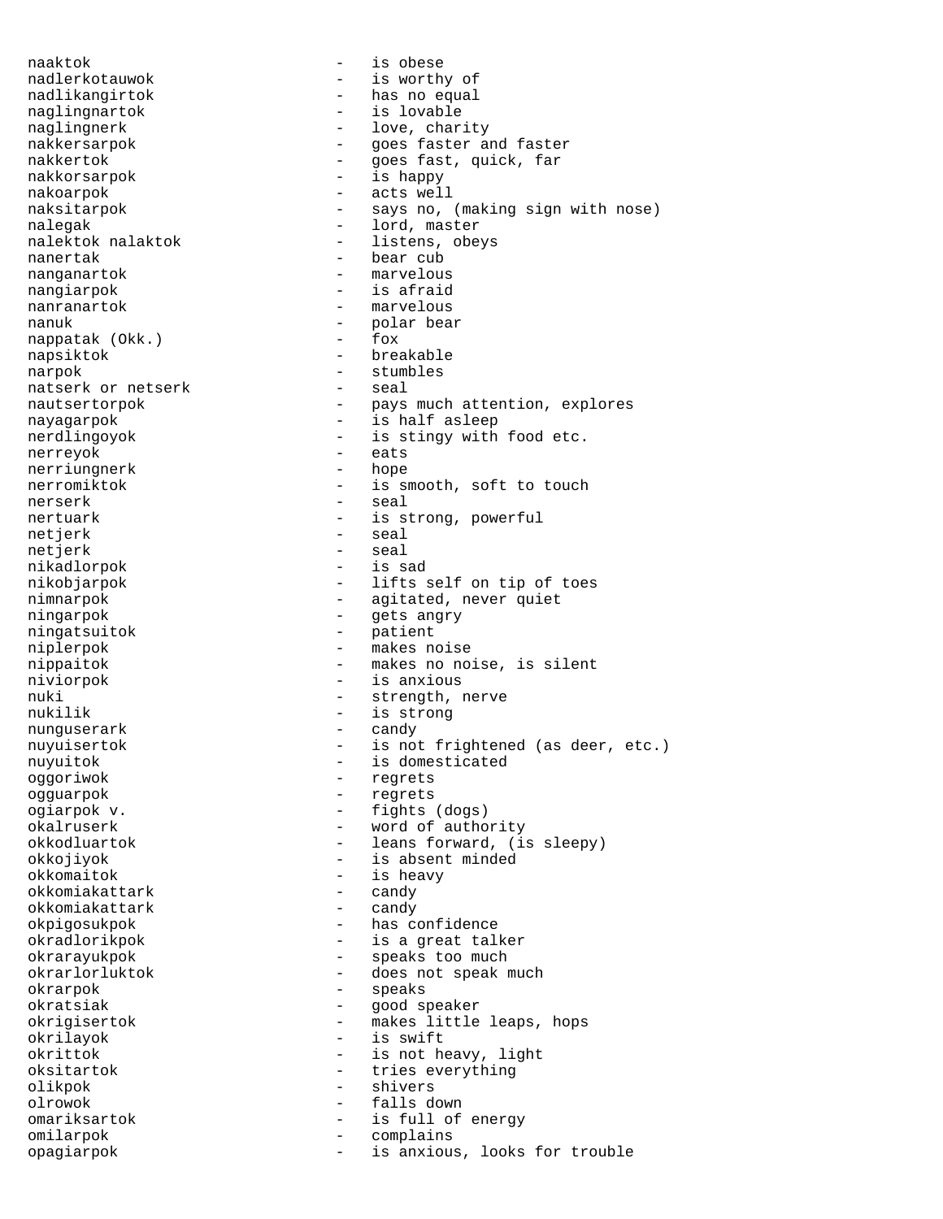naaktok - is obese
nadlerkotauwok - is worthy of
nadlikangirtok - has no equal
naglingnartok - is lovable
naglingnerk - love, charity
nakkersarpok - goes faster and faster
nakkertok - goes fast, quick, far
nakkorsarpok - is happy
nakoarpok - acts well
naksitarpok - says no, (making sign with nose)
nalegak - lord, master
nalektok nalaktok - listens, obeys
nanertak - bear cub
nanganartok - marvelous
nangiarpok - is afraid
nanranartok - marvelous
nanuk - polar bear
nappatak (Okk.) - fox
napsiktok - breakable
narpok - stumbles
natserk or netserk - seal
nautsertorpok - pays much attention, explores
nayagarpok - is half asleep
nerdlingoyok - is stingy with food etc.
nerreyok - eats
nerriungnerk - hope
nerromiktok - is smooth, soft to touch
nerserk - seal
nertuark - is strong, powerful
netjerk - seal
netjerk - seal
nikadlorpok - is sad
nikobjarpok - lifts self on tip of toes
nimnarpok - agitated, never quiet
ningarpok - gets angry
ningatsuitok - patient
niplerpok - makes noise
nippaitok - makes no noise, is silent
niviorpok - is anxious
nuki - strength, nerve
nukilik - is strong
nunguserark - candy
nuyuisertok - is not frightened (as deer, etc.)
nuyuitok - is domesticated
oggoriwok - regrets
ogguarpok - regrets
ogiarpok v. - fights (dogs)
okalruserk - word of authority
okkodluartok - leans forward, (is sleepy)
okkojiyok - is absent minded
okkomaitok - is heavy
okkomiakattark - candy
okkomiakattark - candy
okpigosukpok - has confidence
okradlorikpok - is a great talker
okrarayukpok - speaks too much
okrarlorluktok - does not speak much
okrarpok - speaks
okratsiak - good speaker
okrigisertok - makes little leaps, hops
okrilayok - is swift
okrittok - is not heavy, light
oksitartok - tries everything
olikpok - shivers
olrowok - falls down
omariksartok - is full of energy
omilarpok - complains
opagiarpok - is anxious, looks for trouble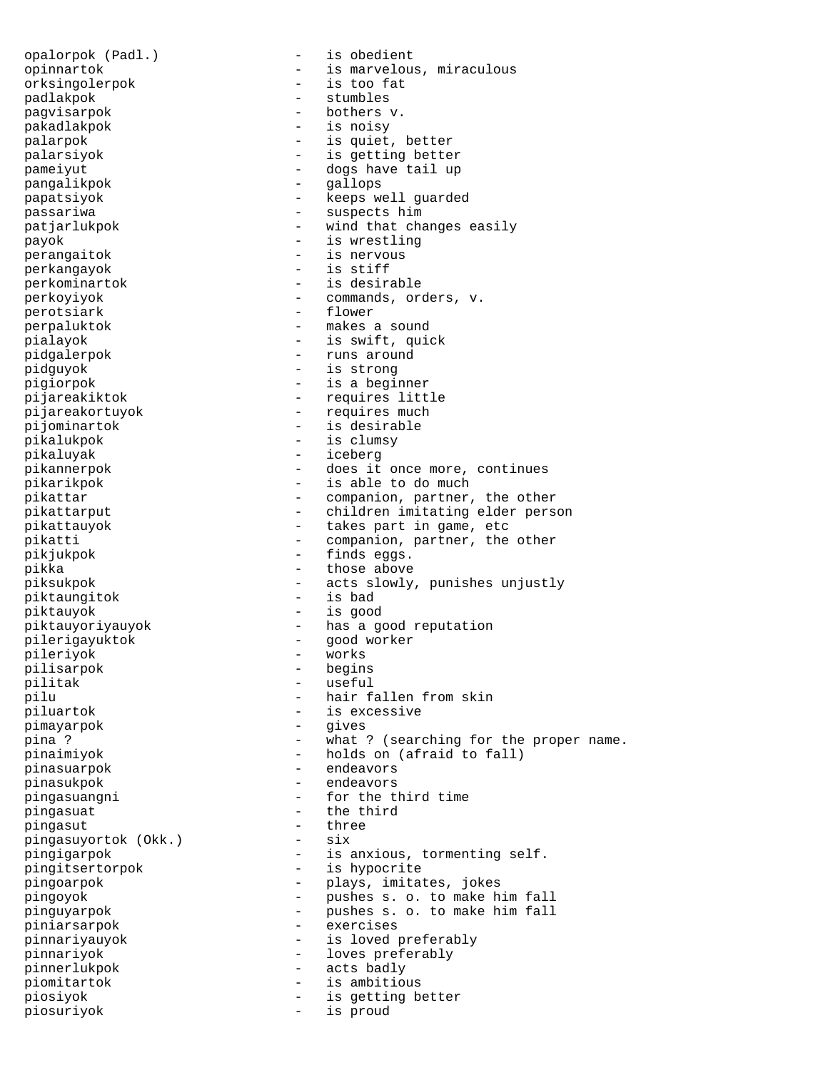opalorpok (Padl.) - is obedient
opinnartok - is marvelous, miraculous
orksingolerpok - is too fat
padlakpok - stumbles
pagvisarpok - bothers v.
pakadlakpok - is noisy
palarpok - is quiet, better
palarsiyok - is getting better
pameiyut - dogs have tail up
pangalikpok - gallops
papatsiyok - keeps well guarded
passariwa - suspects him
patjarlukpok - wind that changes easily
payok - is wrestling
perangaitok - is nervous
perkangayok - is stiff
perkominartok - is desirable
perkoyiyok - commands, orders, v.
perotsiark - flower
perpaluktok - makes a sound
pialayok - is swift, quick
pidgalerpok - runs around
pidguyok - is strong
pigiorpok - is a beginner
pijareakiktok - requires little
pijareakortuyok - requires much
pijominartok - is desirable
pikalukpok - is clumsy
pikaluyak - iceberg
pikannerpok - does it once more, continues
pikarikpok - is able to do much
pikattar - companion, partner, the other
pikattarput - children imitating elder person
pikattauyok - takes part in game, etc
pikatti - companion, partner, the other
pikjukpok - finds eggs.
pikka - those above
piksukpok - acts slowly, punishes unjustly
piktaungitok - is bad
piktauyok - is good
piktauyoriyauyok - has a good reputation
pilerigayuktok - good worker
pileriyok - works
pilisarpok - begins
pilitak - useful
pilu - hair fallen from skin
piluartok - is excessive
pimayarpok - gives
pina ? - what ? (searching for the proper name.
pinaimiyok - holds on (afraid to fall)
pinasuarpok - endeavors
pinasukpok - endeavors
pingasuangni - for the third time
pingasuat - the third
pingasut - three
pingasuyortok (Okk.) - six
pingigarpok - is anxious, tormenting self.
pingitsertorpok - is hypocrite
pingoarpok - plays, imitates, jokes
pingoyok - pushes s. o. to make him fall
pinguyarpok - pushes s. o. to make him fall
piniarsarpok - exercises
pinnariyauyok - is loved preferably
pinnariyok - loves preferably
pinnerlukpok - acts badly
piomitartok - is ambitious
piosiyok - is getting better
piosuriyok - is proud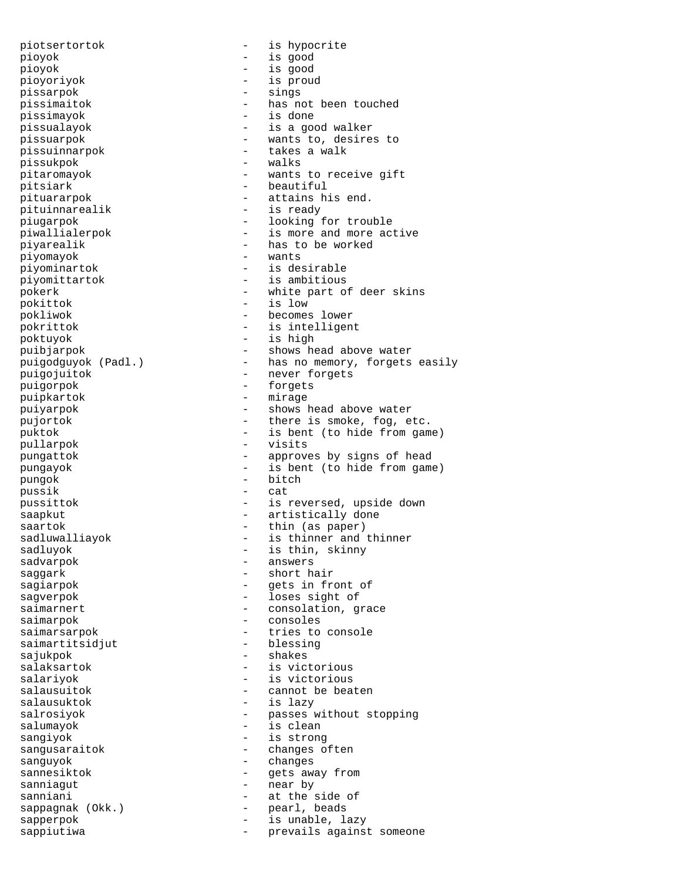piotsertortok - is hypocrite
pioyok - is good
pioyok - is good
pioyoriyok - is proud
pissarpok - sings
pissimaitok - has not been touched
pissimayok - is done
pissualayok - is a good walker
pissuarpok - wants to, desires to
pissuinnarpok - takes a walk
pissukpok - walks
pitaromayok - wants to receive gift
pitsiark - beautiful
pituararpok - attains his end.
pituinnarealik - is ready
piugarpok - looking for trouble
piwallialerpok - is more and more active
piyarealik - has to be worked
piyomayok - wants
piyominartok - is desirable
piyomittartok - is ambitious
pokerk - white part of deer skins
pokittok - is low
pokliwok - becomes lower
pokrittok - is intelligent
poktuyok - is high
puibjarpok - shows head above water
puigodguyok (Padl.) - has no memory, forgets easily
puigojuitok - never forgets
puigorpok - forgets
puipkartok - mirage
puiyarpok - shows head above water
pujortok - there is smoke, fog, etc.
puktok - is bent (to hide from game)
pullarpok - visits
pungattok - approves by signs of head
pungayok - is bent (to hide from game)
pungok - bitch
pussik - cat
pussittok - is reversed, upside down
saapkut - artistically done
saartok - thin (as paper)
sadluwalliayok - is thinner and thinner
sadluyok - is thin, skinny
sadvarpok - answers
saggark - short hair
sagiarpok - gets in front of
sagverpok - loses sight of
saimarnert - consolation, grace
saimarpok - consoles
saimarsarpok - tries to console
saimartitsidjut - blessing
sajukpok - shakes
salaksartok - is victorious
salariyok - is victorious
salausuitok - cannot be beaten
salausuktok - is lazy
salrosiyok - passes without stopping
salumayok - is clean
sangiyok - is strong
sangusaraitok - changes often
sanguyok - changes
sannesiktok - gets away from
sanniagut - near by
sanniani - at the side of
sappagnak (Okk.) - pearl, beads
sapperpok - is unable, lazy
sappiutiwa - prevails against someone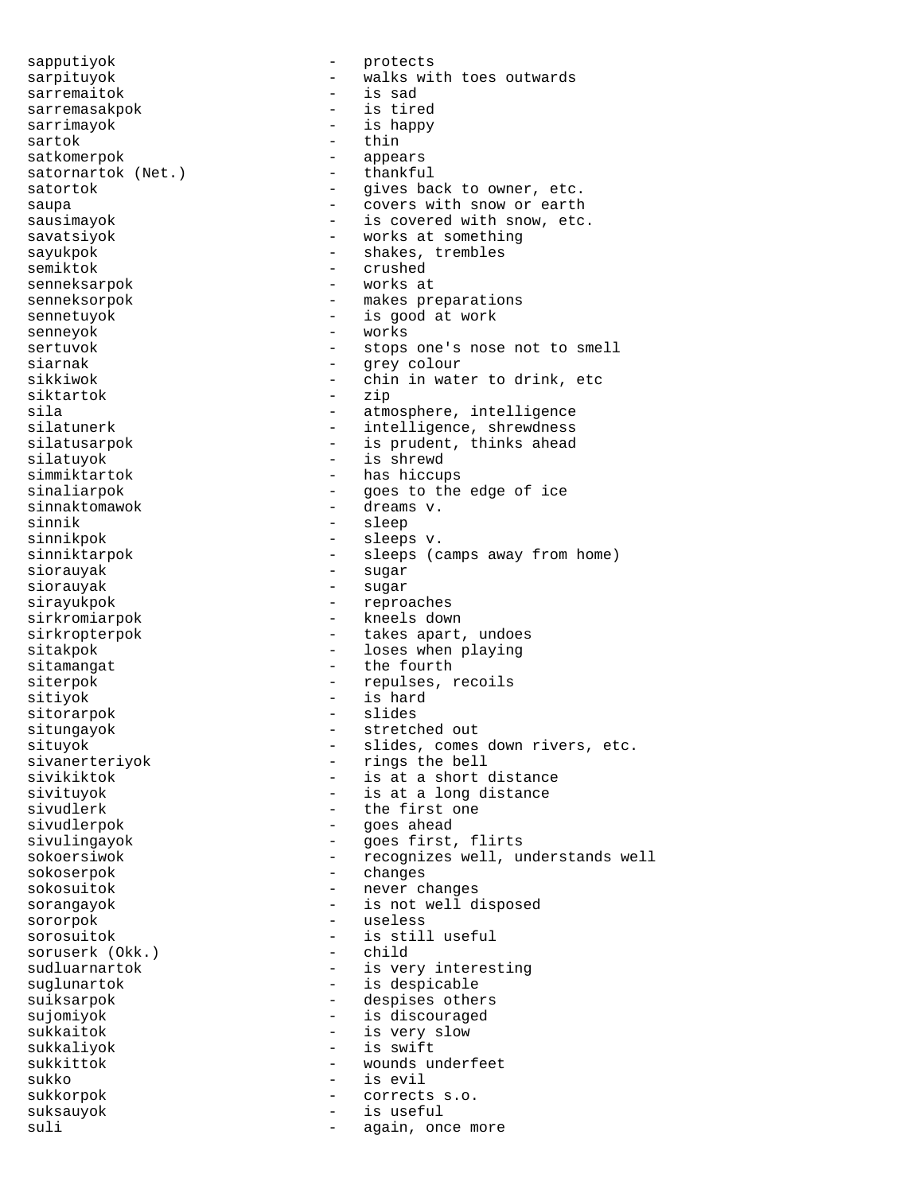sapputiyok - protects
sarpituyok - walks with toes outwards
sarremaitok - is sad
sarremasakpok - is tired
sarrimayok - is happy
sartok - thin
satkomerpok - appears
satornartok (Net.) - thankful
satortok - gives back to owner, etc.
saupa - covers with snow or earth
sausimayok - is covered with snow, etc.
savatsiyok - works at something
sayukpok - shakes, trembles
semiktok - crushed
senneksarpok - works at
senneksorpok - makes preparations
sennetuyok - is good at work
senneyok - works
sertuvok - stops one's nose not to smell
siarnak - grey colour
sikkiwok - chin in water to drink, etc
siktartok - zip
sila - atmosphere, intelligence
silatunerk - intelligence, shrewdness
silatusarpok - is prudent, thinks ahead
silatuyok - is shrewd
simmiktartok - has hiccups
sinaliarpok - goes to the edge of ice
sinnaktomawok - dreams v.
sinnik - sleep
sinnikpok - sleeps v.
sinniktarpok - sleeps (camps away from home)
siorauyak - sugar
siorauyak - sugar
sirayukpok - reproaches
sirkromiarpok - kneels down
sirkropterpok - takes apart, undoes
sitakpok - loses when playing
sitamangat - the fourth
siterpok - repulses, recoils
sitiyok - is hard
sitorarpok - slides
situngayok - stretched out
situyok - slides, comes down rivers, etc.
sivanerteriyok - rings the bell
sivikiktok - is at a short distance
sivituyok - is at a long distance
sivudlerk - the first one
sivudlerpok - goes ahead
sivulingayok - goes first, flirts
sokoersiwok - recognizes well, understands well
sokoserpok - changes
sokosuitok - never changes
sorangayok - is not well disposed
sororpok - useless
sorosuitok - is still useful
soruserk (Okk.) - child
sudluarnartok - is very interesting
suglunartok - is despicable
suiksarpok - despises others
sujomiyok - is discouraged
sukkaitok - is very slow
sukkaliyok - is swift
sukkittok - wounds underfeet
sukko - is evil
sukkorpok - corrects s.o.
suksauyok - is useful
suli - again, once more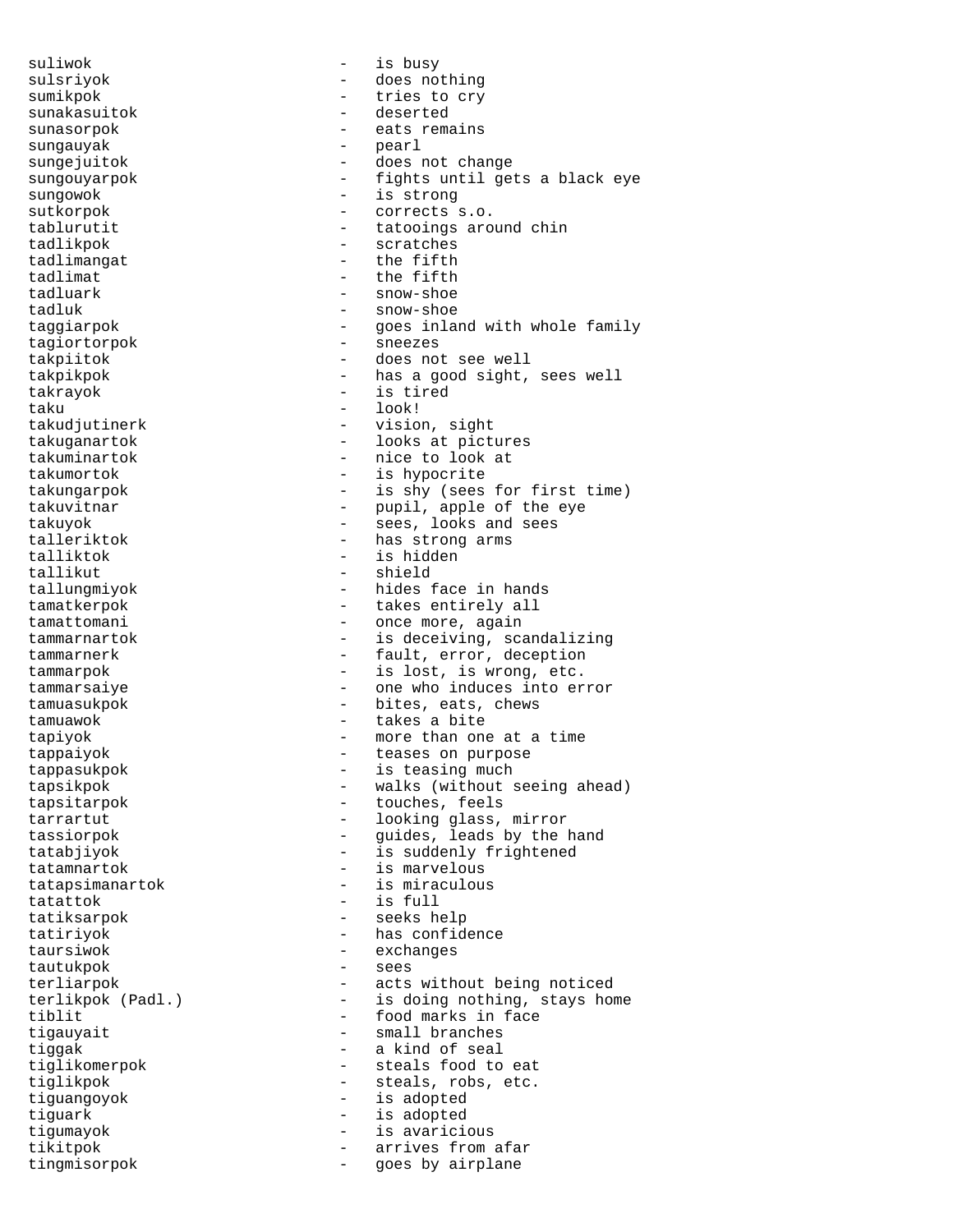suliwok - is busy
sulsriyok - does nothing
sumikpok - tries to cry
sunakasuitok - deserted
sunasorpok - eats remains
sungauyak - pearl
sungejuitok - does not change
sungouyarpok - fights until gets a black eye
sungowok - is strong
sutkorpok - corrects s.o.
tablurutit - tatooings around chin
tadlikpok - scratches
tadlimangat - the fifth
tadlimat - the fifth
tadluark - snow-shoe
tadluk - snow-shoe
taggiarpok - goes inland with whole family
tagiortorpok - sneezes
takpiitok - does not see well
takpikpok - has a good sight, sees well
takrayok - is tired
taku - look!
takudjutinerk - vision, sight
takuganartok - looks at pictures
takuminartok - nice to look at
takumortok - is hypocrite
takungarpok - is shy (sees for first time)
takuvitnar - pupil, apple of the eye
takuyok - sees, looks and sees
talleriktok - has strong arms
talliktok - is hidden
tallikut - shield
tallungmiyok - hides face in hands
tamatkerpok - takes entirely all
tamattomani - once more, again
tammarnartok - is deceiving, scandalizing
tammarnerk - fault, error, deception
tammarpok - is lost, is wrong, etc.
tammarsaiye - one who induces into error
tamuasukpok - bites, eats, chews
tamuawok - takes a bite
tapiyok - more than one at a time
tappaiyok - teases on purpose
tappasukpok - is teasing much
tapsikpok - walks (without seeing ahead)
tapsitarpok - touches, feels
tarrartut - looking glass, mirror
tassiorpok - guides, leads by the hand
tatabjiyok - is suddenly frightened
tatamnartok - is marvelous
tatapsimanartok - is miraculous
tatattok - is full
tatiksarpok - seeks help
tatiriyok - has confidence
taursiwok - exchanges
tautukpok - sees
terliarpok - acts without being noticed
terlikpok (Padl.) - is doing nothing, stays home
tiblit - food marks in face
tigauyait - small branches
tiggak - a kind of seal
tiglikomerpok - steals food to eat
tiglikpok - steals, robs, etc.
tiguangoyok - is adopted
tiguark - is adopted
tigumayok - is avaricious
tikitpok - arrives from afar
tingmisorpok - goes by airplane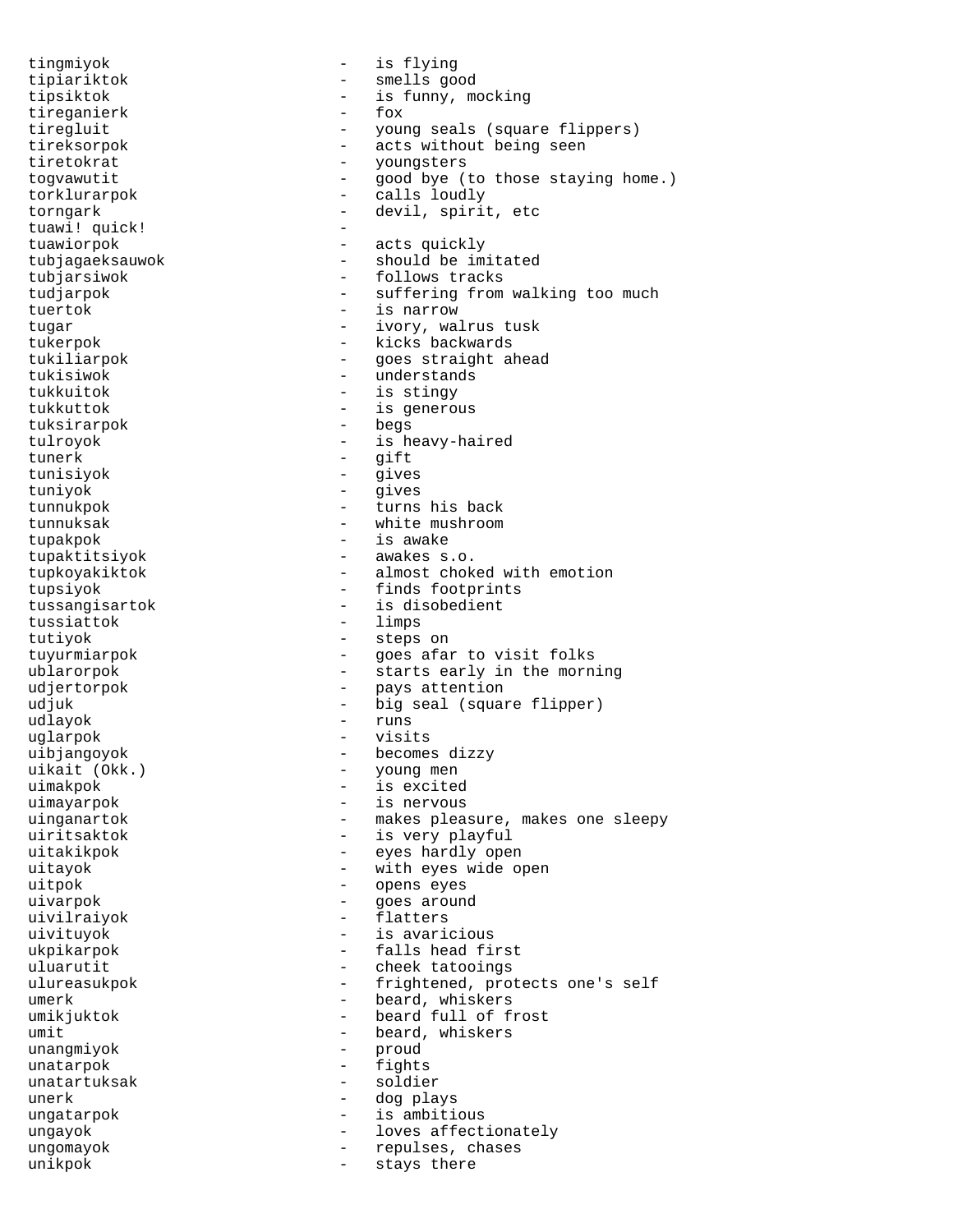tingmiyok - is flying
tipiariktok - smells good
tipsiktok - is funny, mocking
tireganierk - fox
tiregluit - young seals (square flippers)
tireksorpok - acts without being seen
tiretokrat - youngsters
togvawutit - good bye (to those staying home.)
torklurarpok - calls loudly
torngark - devil, spirit, etc
tuawi! quick! -
tuawiorpok - acts quickly
tubjagaeksauwok - should be imitated
tubjarsiwok - follows tracks
tudjarpok - suffering from walking too much
tuertok - is narrow
tugar - ivory, walrus tusk
tukerpok - kicks backwards
tukiliarpok - goes straight ahead
tukisiwok - understands
tukkuitok - is stingy
tukkuttok - is generous
tuksirarpok - begs
tulroyok - is heavy-haired
tunerk - gift
tunisiyok - gives
tuniyok - gives
tunnukpok - turns his back
tunnuksak - white mushroom
tupakpok - is awake
tupaktitsiyok - awakes s.o.
tupkoyakiktok - almost choked with emotion
tupsiyok - finds footprints
tussangisartok - is disobedient
tussiattok - limps
tutiyok - steps on
tuyurmiarpok - goes afar to visit folks
ublarorpok - starts early in the morning
udjertorpok - pays attention
udjuk - big seal (square flipper)
udlayok - runs
uglarpok - visits
uibjangoyok - becomes dizzy
uikait (Okk.) - young men
uimakpok - is excited
uimayarpok - is nervous
uinganartok - makes pleasure, makes one sleepy
uiritsaktok - is very playful
uitakikpok - eyes hardly open
uitayok - with eyes wide open
uitpok - opens eyes
uivarpok - goes around
uivilraiyok - flatters
uivituyok - is avaricious
ukpikarpok - falls head first
uluarutit - cheek tatooings
ulureasukpok - frightened, protects one's self
umerk - beard, whiskers
umikjuktok - beard full of frost
umit - beard, whiskers
unangmiyok - proud
unatarpok - fights
unatartuksak - soldier
unerk - dog plays
ungatarpok - is ambitious
ungayok - loves affectionately
ungomayok - repulses, chases
unikpok - stays there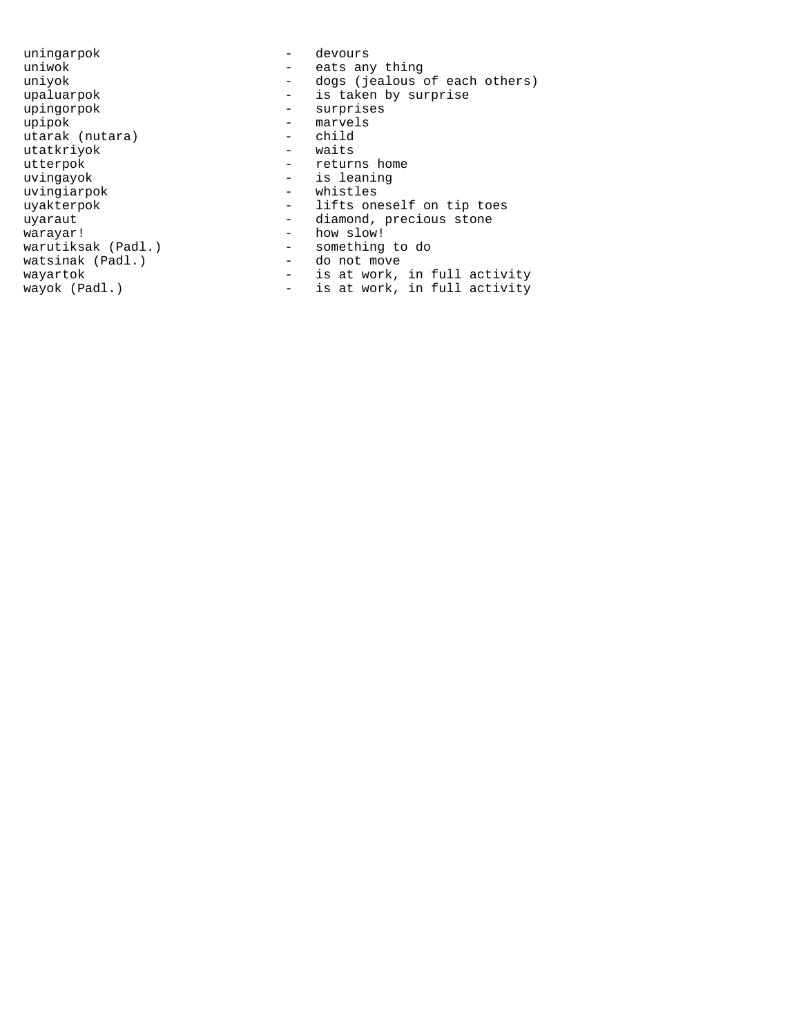| | | |
|---|---|---|
| uningarpok | - | devours |
| uniwok | - | eats any thing |
| uniyok | - | dogs (jealous of each others) |
| upaluarpok | - | is taken by surprise |
| upingorpok | - | surprises |
| upipok | - | marvels |
| utarak (nutara) | - | child |
| utatkriyok | - | waits |
| utterpok | - | returns home |
| uvingayok | - | is leaning |
| uvingiarpok | - | whistles |
| uyakterpok | - | lifts oneself on tip toes |
| uyaraut | - | diamond, precious stone |
| warayar! | - | how slow! |
| warutiksak (Padl.) | - | something to do |
| watsinak (Padl.) | - | do not move |
| wayartok | - | is at work, in full activity |
| wayok (Padl.) | - | is at work, in full activity |